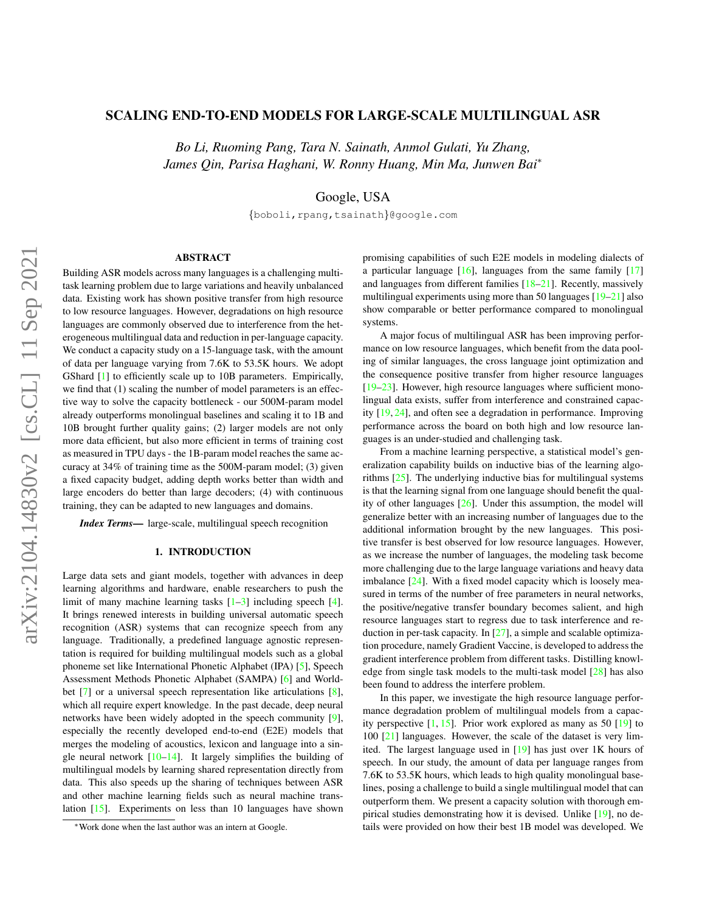# SCALING END-TO-END MODELS FOR LARGE-SCALE MULTILINGUAL ASR

*Bo Li, Ruoming Pang, Tara N. Sainath, Anmol Gulati, Yu Zhang, James Qin, Parisa Haghani, W. Ronny Huang, Min Ma, Junwen Bai*[*]

Google, USA

{boboli,rpang,tsainath}@google.com

## ABSTRACT

Building ASR models across many languages is a challenging multi-task learning problem due to large variations and heavily unbalanced data. Existing work has shown positive transfer from high resource to low resource languages. However, degradations on high resource languages are commonly observed due to interference from the heterogeneous multilingual data and reduction in per-language capacity. We conduct a capacity study on a 15-language task, with the amount of data per language varying from 7.6K to 53.5K hours. We adopt GShard [1] to efficiently scale up to 10B parameters. Empirically, we find that (1) scaling the number of model parameters is an effective way to solve the capacity bottleneck - our 500M-param model already outperforms monolingual baselines and scaling it to 1B and 10B brought further quality gains; (2) larger models are not only more data efficient, but also more efficient in terms of training cost as measured in TPU days - the 1B-param model reaches the same accuracy at 34% of training time as the 500M-param model; (3) given a fixed capacity budget, adding depth works better than width and large encoders do better than large decoders; (4) with continuous training, they can be adapted to new languages and domains.

***Index Terms***— large-scale, multilingual speech recognition

## 1. INTRODUCTION

Large data sets and giant models, together with advances in deep learning algorithms and hardware, enable researchers to push the limit of many machine learning tasks [1–3] including speech [4]. It brings renewed interests in building universal automatic speech recognition (ASR) systems that can recognize speech from any language. Traditionally, a predefined language agnostic representation is required for building multilingual models such as a global phoneme set like International Phonetic Alphabet (IPA) [5], Speech Assessment Methods Phonetic Alphabet (SAMPA) [6] and Worldbet [7] or a universal speech representation like articulations [8], which all require expert knowledge. In the past decade, deep neural networks have been widely adopted in the speech community [9], especially the recently developed end-to-end (E2E) models that merges the modeling of acoustics, lexicon and language into a single neural network [10–14]. It largely simplifies the building of multilingual models by learning shared representation directly from data. This also speeds up the sharing of techniques between ASR and other machine learning fields such as neural machine translation [15]. Experiments on less than 10 languages have shown promising capabilities of such E2E models in modeling dialects of a particular language [16], languages from the same family [17] and languages from different families [18–21]. Recently, massively multilingual experiments using more than 50 languages [19–21] also show comparable or better performance compared to monolingual systems.

A major focus of multilingual ASR has been improving performance on low resource languages, which benefit from the data pooling of similar languages, the cross language joint optimization and the consequence positive transfer from higher resource languages [19–23]. However, high resource languages where sufficient monolingual data exists, suffer from interference and constrained capacity [19, 24], and often see a degradation in performance. Improving performance across the board on both high and low resource languages is an under-studied and challenging task.

From a machine learning perspective, a statistical model's generalization capability builds on inductive bias of the learning algorithms [25]. The underlying inductive bias for multilingual systems is that the learning signal from one language should benefit the quality of other languages [26]. Under this assumption, the model will generalize better with an increasing number of languages due to the additional information brought by the new languages. This positive transfer is best observed for low resource languages. However, as we increase the number of languages, the modeling task become more challenging due to the large language variations and heavy data imbalance [24]. With a fixed model capacity which is loosely measured in terms of the number of free parameters in neural networks, the positive/negative transfer boundary becomes salient, and high resource languages start to regress due to task interference and reduction in per-task capacity. In [27], a simple and scalable optimization procedure, namely Gradient Vaccine, is developed to address the gradient interference problem from different tasks. Distilling knowledge from single task models to the multi-task model [28] has also been found to address the interfere problem.

In this paper, we investigate the high resource language performance degradation problem of multilingual models from a capacity perspective [1, 15]. Prior work explored as many as 50 [19] to 100 [21] languages. However, the scale of the dataset is very limited. The largest language used in [19] has just over 1K hours of speech. In our study, the amount of data per language ranges from 7.6K to 53.5K hours, which leads to high quality monolingual baselines, posing a challenge to build a single multilingual model that can outperform them. We present a capacity solution with thorough empirical studies demonstrating how it is devised. Unlike [19], no details were provided on how their best 1B model was developed. We

[*]Work done when the last author was an intern at Google.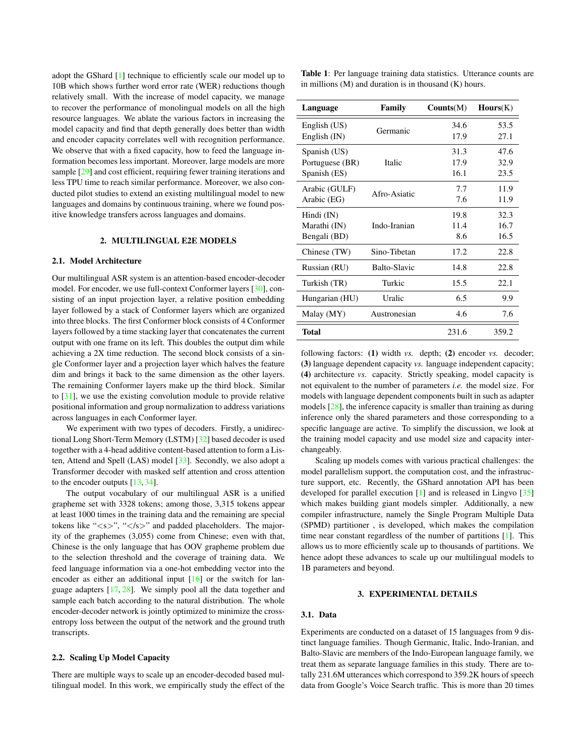adopt the GShard [1] technique to efficiently scale our model up to 10B which shows further word error rate (WER) reductions though relatively small. With the increase of model capacity, we manage to recover the performance of monolingual models on all the high resource languages. We ablate the various factors in increasing the model capacity and find that depth generally does better than width and encoder capacity correlates well with recognition performance. We observe that with a fixed capacity, how to feed the language information becomes less important. Moreover, large models are more sample [29] and cost efficient, requiring fewer training iterations and less TPU time to reach similar performance. Moreover, we also conducted pilot studies to extend an existing multilingual model to new languages and domains by continuous training, where we found positive knowledge transfers across languages and domains.

## 2. MULTILINGUAL E2E MODELS

### 2.1. Model Architecture

Our multilingual ASR system is an attention-based encoder-decoder model. For encoder, we use full-context Conformer layers [30], consisting of an input projection layer, a relative position embedding layer followed by a stack of Conformer layers which are organized into three blocks. The first Conformer block consists of 4 Conformer layers followed by a time stacking layer that concatenates the current output with one frame on its left. This doubles the output dim while achieving a 2X time reduction. The second block consists of a single Conformer layer and a projection layer which halves the feature dim and brings it back to the same dimension as the other layers. The remaining Conformer layers make up the third block. Similar to [31], we use the existing convolution module to provide relative positional information and group normalization to address variations across languages in each Conformer layer.

We experiment with two types of decoders. Firstly, a unidirectional Long Short-Term Memory (LSTM) [32] based decoder is used together with a 4-head additive content-based attention to form a Listen, Attend and Spell (LAS) model [33]. Secondly, we also adopt a Transformer decoder with masked self attention and cross attention to the encoder outputs [13, 34].

The output vocabulary of our multilingual ASR is a unified grapheme set with 3328 tokens; among those, 3,315 tokens appear at least 1000 times in the training data and the remaining are special tokens like "<s>", "</s>" and padded placeholders. The majority of the graphemes (3,055) come from Chinese; even with that, Chinese is the only language that has OOV grapheme problem due to the selection threshold and the coverage of training data. We feed language information via a one-hot embedding vector into the encoder as either an additional input [16] or the switch for language adapters [17, 28]. We simply pool all the data together and sample each batch according to the natural distribution. The whole encoder-decoder network is jointly optimized to minimize the cross-entropy loss between the output of the network and the ground truth transcripts.

### 2.2. Scaling Up Model Capacity

There are multiple ways to scale up an encoder-decoded based multilingual model. In this work, we empirically study the effect of the following factors: **(1)** width *vs.* depth; **(2)** encoder *vs.* decoder; **(3)** language dependent capacity *vs.* language independent capacity; **(4)** architecture *vs.* capacity. Strictly speaking, model capacity is not equivalent to the number of parameters *i.e.* the model size. For models with language dependent components built in such as adapter models [28], the inference capacity is smaller than training as during inference only the shared parameters and those corresponding to a specific language are active. To simplify the discussion, we look at the training model capacity and use model size and capacity interchangeably.

Scaling up models comes with various practical challenges: the model parallelism support, the computation cost, and the infrastructure support, etc. Recently, the GShard annotation API has been developed for parallel execution [1] and is released in Lingvo [35] which makes building giant models simpler. Additionally, a new compiler infrastructure, namely the Single Program Multiple Data (SPMD) partitioner , is developed, which makes the compilation time near constant regardless of the number of partitions [1]. This allows us to more efficiently scale up to thousands of partitions. We hence adopt these advances to scale up our multilingual models to 1B parameters and beyond.

**Table 1**: Per language training data statistics. Utterance counts are in millions (M) and duration is in thousand (K) hours.

| Language | Family | Counts(M) | Hours(K) |
|---|---|---|---|
| English (US) | Germanic | 34.6 | 53.5 |
| English (IN) | | 17.9 | 27.1 |
| Spanish (US) | Italic | 31.3 | 47.6 |
| Portuguese (BR) | | 17.9 | 32.9 |
| Spanish (ES) | | 16.1 | 23.5 |
| Arabic (GULF) | Afro-Asiatic | 7.7 | 11.9 |
| Arabic (EG) | | 7.6 | 11.9 |
| Hindi (IN) | Indo-Iranian | 19.8 | 32.3 |
| Marathi (IN) | | 11.4 | 16.7 |
| Bengali (BD) | | 8.6 | 16.5 |
| Chinese (TW) | Sino-Tibetan | 17.2 | 22.8 |
| Russian (RU) | Balto-Slavic | 14.8 | 22.8 |
| Turkish (TR) | Turkic | 15.5 | 22.1 |
| Hungarian (HU) | Uralic | 6.5 | 9.9 |
| Malay (MY) | Austronesian | 4.6 | 7.6 |
| **Total** | | 231.6 | 359.2 |

## 3. EXPERIMENTAL DETAILS

### 3.1. Data

Experiments are conducted on a dataset of 15 languages from 9 distinct language families. Though Germanic, Italic, Indo-Iranian, and Balto-Slavic are members of the Indo-European language family, we treat them as separate language families in this study. There are totally 231.6M utterances which correspond to 359.2K hours of speech data from Google's Voice Search traffic. This is more than 20 times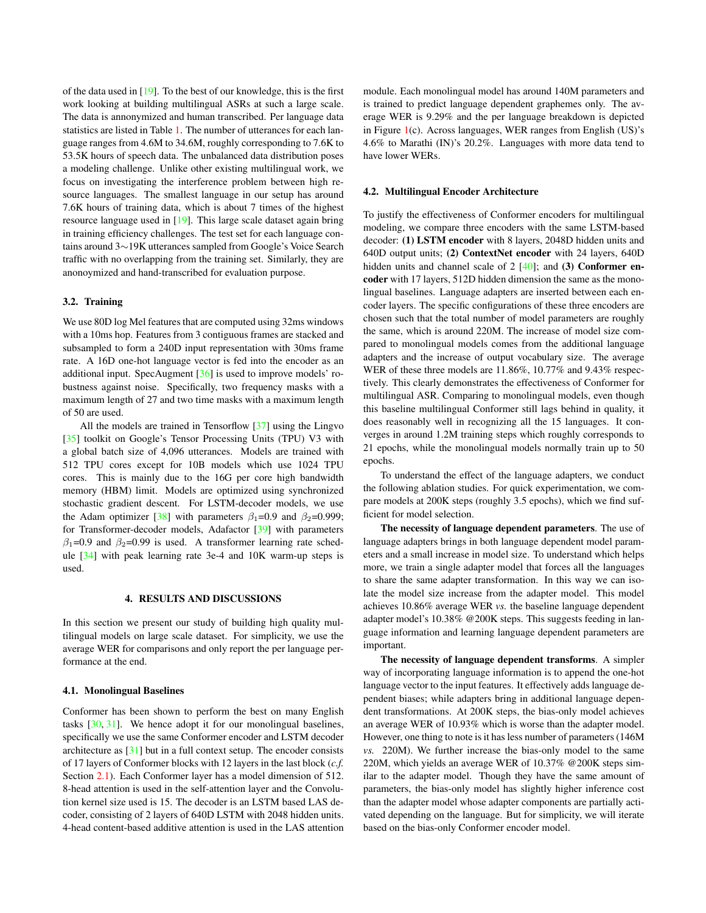of the data used in [19]. To the best of our knowledge, this is the first work looking at building multilingual ASRs at such a large scale. The data is annonymized and human transcribed. Per language data statistics are listed in Table 1. The number of utterances for each language ranges from 4.6M to 34.6M, roughly corresponding to 7.6K to 53.5K hours of speech data. The unbalanced data distribution poses a modeling challenge. Unlike other existing multilingual work, we focus on investigating the interference problem between high resource languages. The smallest language in our setup has around 7.6K hours of training data, which is about 7 times of the highest resource language used in [19]. This large scale dataset again bring in training efficiency challenges. The test set for each language contains around 3∼19K utterances sampled from Google's Voice Search traffic with no overlapping from the training set. Similarly, they are anonoymized and hand-transcribed for evaluation purpose.

### 3.2. Training

We use 80D log Mel features that are computed using 32ms windows with a 10ms hop. Features from 3 contiguous frames are stacked and subsampled to form a 240D input representation with 30ms frame rate. A 16D one-hot language vector is fed into the encoder as an additional input. SpecAugment [36] is used to improve models' robustness against noise. Specifically, two frequency masks with a maximum length of 27 and two time masks with a maximum length of 50 are used.

All the models are trained in Tensorflow [37] using the Lingvo [35] toolkit on Google's Tensor Processing Units (TPU) V3 with a global batch size of 4,096 utterances. Models are trained with 512 TPU cores except for 10B models which use 1024 TPU cores. This is mainly due to the 16G per core high bandwidth memory (HBM) limit. Models are optimized using synchronized stochastic gradient descent. For LSTM-decoder models, we use the Adam optimizer [38] with parameters $\beta_1$=0.9 and $\beta_2$=0.999; for Transformer-decoder models, Adafactor [39] with parameters $\beta_1$=0.9 and $\beta_2$=0.99 is used. A transformer learning rate schedule [34] with peak learning rate 3e-4 and 10K warm-up steps is used.

## 4. RESULTS AND DISCUSSIONS

In this section we present our study of building high quality multilingual models on large scale dataset. For simplicity, we use the average WER for comparisons and only report the per language performance at the end.

### 4.1. Monolingual Baselines

Conformer has been shown to perform the best on many English tasks [30, 31]. We hence adopt it for our monolingual baselines, specifically we use the same Conformer encoder and LSTM decoder architecture as [31] but in a full context setup. The encoder consists of 17 layers of Conformer blocks with 12 layers in the last block (*c.f.* Section 2.1). Each Conformer layer has a model dimension of 512. 8-head attention is used in the self-attention layer and the Convolution kernel size used is 15. The decoder is an LSTM based LAS decoder, consisting of 2 layers of 640D LSTM with 2048 hidden units. 4-head content-based additive attention is used in the LAS attention module. Each monolingual model has around 140M parameters and is trained to predict language dependent graphemes only. The average WER is 9.29% and the per language breakdown is depicted in Figure 1(c). Across languages, WER ranges from English (US)'s 4.6% to Marathi (IN)'s 20.2%. Languages with more data tend to have lower WERs.

### 4.2. Multilingual Encoder Architecture

To justify the effectiveness of Conformer encoders for multilingual modeling, we compare three encoders with the same LSTM-based decoder: **(1) LSTM encoder** with 8 layers, 2048D hidden units and 640D output units; **(2) ContextNet encoder** with 24 layers, 640D hidden units and channel scale of 2 [40]; and **(3) Conformer encoder** with 17 layers, 512D hidden dimension the same as the monolingual baselines. Language adapters are inserted between each encoder layers. The specific configurations of these three encoders are chosen such that the total number of model parameters are roughly the same, which is around 220M. The increase of model size compared to monolingual models come from the additional language adapters and the increase of output vocabulary size. The average WER of these three models are 11.86%, 10.77% and 9.43% respectively. This clearly demonstrates the effectiveness of Conformer for multilingual ASR. Comparing to monolingual models, even though this baseline multilingual Conformer still lags behind in quality, it does reasonably well in recognizing all the 15 languages. It converges in around 1.2M training steps which roughly corresponds to 21 epochs, while the monolingual models normally train up to 50 epochs.

To understand the effect of the language adapters, we conduct the following ablation studies. For quick experimentation, we compare models at 200K steps (roughly 3.5 epochs), which we find sufficient for model selection.

**The necessity of language dependent parameters**. The use of language adapters brings in both language dependent model parameters and a small increase in model size. To understand which helps more, we train a single adapter model that forces all the languages to share the same adapter transformation. In this way we can isolate the model size increase from the adapter model. This model achieves 10.86% average WER *vs.* the baseline language dependent adapter model's 10.38% @200K steps. This suggests feeding in language information and learning language dependent parameters are important.

**The necessity of language dependent transforms**. A simpler way of incorporating language information is to append the one-hot language vector to the input features. It effectively adds language dependent biases; while adapters bring in additional language dependent transformations. At 200K steps, the bias-only model achieves an average WER of 10.93% which is worse than the adapter model. However, one thing to note is it has less number of parameters (146M *vs.* 220M). We further increase the bias-only model to the same 220M, which yields an average WER of 10.37% @200K steps similar to the adapter model. Though they have the same amount of parameters, the bias-only model has slightly higher inference cost than the adapter model whose adapter components are partially activated depending on the language. But for simplicity, we will iterate based on the bias-only Conformer encoder model.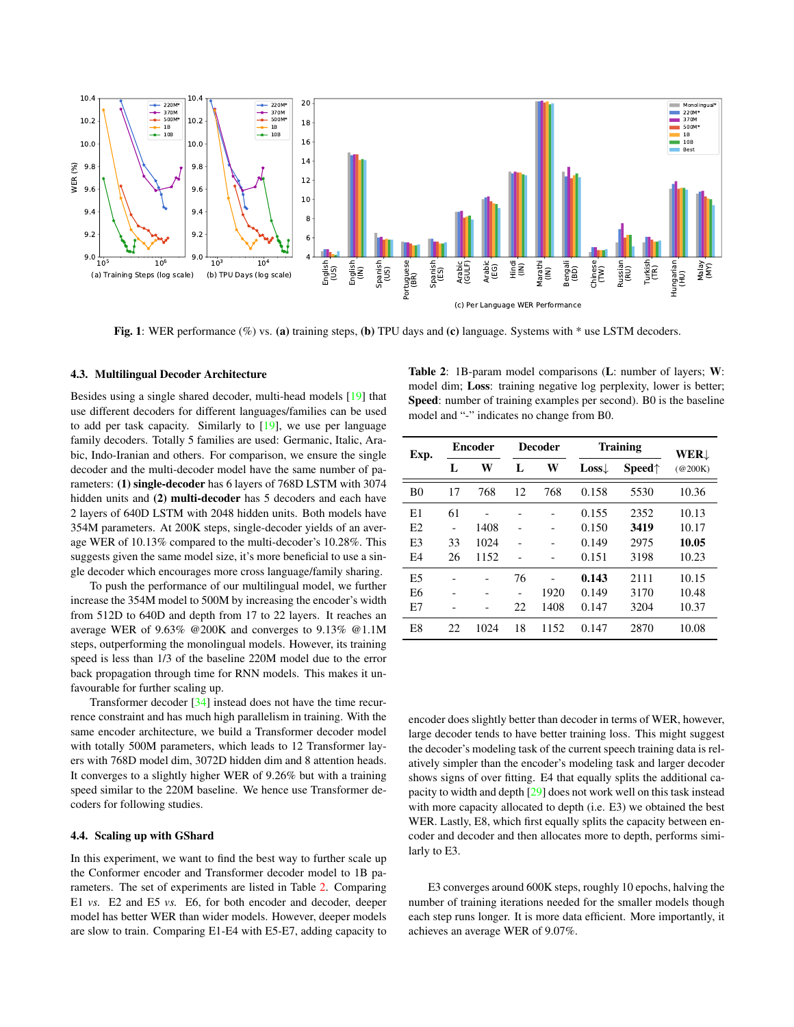**Fig. 1**: WER performance (%) vs. **(a)** training steps, **(b)** TPU days and **(c)** language. Systems with * use LSTM decoders.

### 4.3. Multilingual Decoder Architecture

Besides using a single shared decoder, multi-head models [19] that use different decoders for different languages/families can be used to add per task capacity. Similarly to [19], we use per language family decoders. Totally 5 families are used: Germanic, Italic, Arabic, Indo-Iranian and others. For comparison, we ensure the single decoder and the multi-decoder model have the same number of parameters: **(1) single-decoder** has 6 layers of 768D LSTM with 3074 hidden units and **(2) multi-decoder** has 5 decoders and each have 2 layers of 640D LSTM with 2048 hidden units. Both models have 354M parameters. At 200K steps, single-decoder yields of an average WER of 10.13% compared to the multi-decoder's 10.28%. This suggests given the same model size, it's more beneficial to use a single decoder which encourages more cross language/family sharing.

To push the performance of our multilingual model, we further increase the 354M model to 500M by increasing the encoder's width from 512D to 640D and depth from 17 to 22 layers. It reaches an average WER of 9.63% @200K and converges to 9.13% @1.1M steps, outperforming the monolingual models. However, its training speed is less than 1/3 of the baseline 220M model due to the error back propagation through time for RNN models. This makes it unfavourable for further scaling up.

Transformer decoder [34] instead does not have the time recurrence constraint and has much high parallelism in training. With the same encoder architecture, we build a Transformer decoder model with totally 500M parameters, which leads to 12 Transformer layers with 768D model dim, 3072D hidden dim and 8 attention heads. It converges to a slightly higher WER of 9.26% but with a training speed similar to the 220M baseline. We hence use Transformer decoders for following studies.

### 4.4. Scaling up with GShard

In this experiment, we want to find the best way to further scale up the Conformer encoder and Transformer decoder model to 1B parameters. The set of experiments are listed in Table 2. Comparing E1 *vs.* E2 and E5 *vs.* E6, for both encoder and decoder, deeper model has better WER than wider models. However, deeper models are slow to train. Comparing E1-E4 with E5-E7, adding capacity to encoder does slightly better than decoder in terms of WER, however, large decoder tends to have better training loss. This might suggest the decoder's modeling task of the current speech training data is relatively simpler than the encoder's modeling task and larger decoder shows signs of over fitting. E4 that equally splits the additional capacity to width and depth [29] does not work well on this task instead with more capacity allocated to depth (i.e. E3) we obtained the best WER. Lastly, E8, which first equally splits the capacity between encoder and decoder and then allocates more to depth, performs similarly to E3.

**Table 2**: 1B-param model comparisons (**L**: number of layers; **W**: model dim; **Loss**: training negative log perplexity, lower is better; **Speed**: number of training examples per second). B0 is the baseline model and "-" indicates no change from B0.

| Exp. | Encoder | | Decoder | | Training | | WER↓ |
|---|---|---|---|---|---|---|---|
| | L | W | L | W | Loss↓ | Speed↑ | (@200K) |
| B0 | 17 | 768 | 12 | 768 | 0.158 | 5530 | 10.36 |
| E1 | 61 | - | - | - | 0.155 | 2352 | 10.13 |
| E2 | - | 1408 | - | - | 0.150 | **3419** | 10.17 |
| E3 | 33 | 1024 | - | - | 0.149 | 2975 | **10.05** |
| E4 | 26 | 1152 | - | - | 0.151 | 3198 | 10.23 |
| E5 | - | - | 76 | - | **0.143** | 2111 | 10.15 |
| E6 | - | - | - | 1920 | 0.149 | 3170 | 10.48 |
| E7 | - | - | 22 | 1408 | 0.147 | 3204 | 10.37 |
| E8 | 22 | 1024 | 18 | 1152 | 0.147 | 2870 | 10.08 |

E3 converges around 600K steps, roughly 10 epochs, halving the number of training iterations needed for the smaller models though each step runs longer. It is more data efficient. More importantly, it achieves an average WER of 9.07%.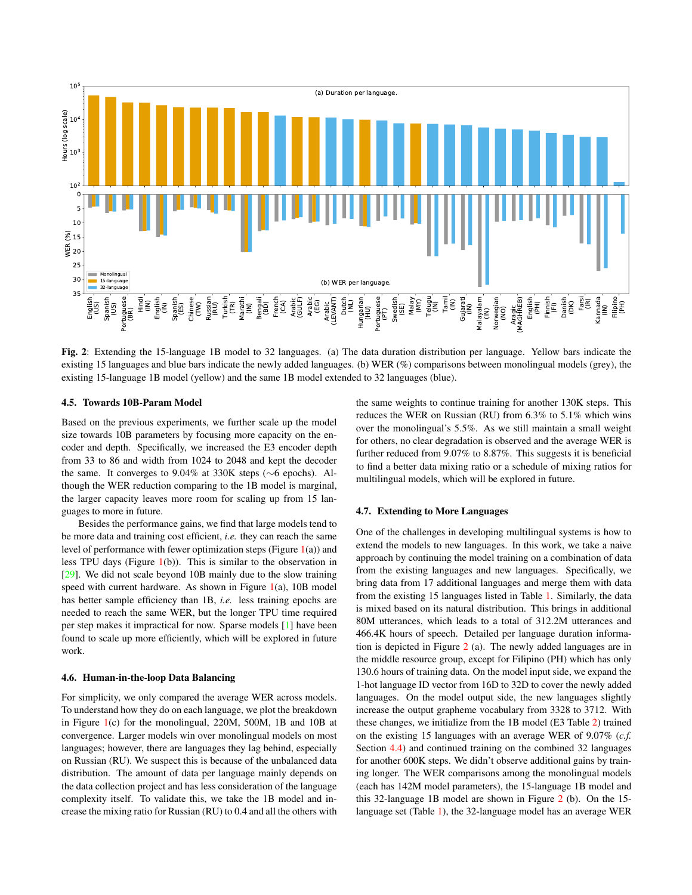**Fig. 2**: Extending the 15-language 1B model to 32 languages. (a) The data duration distribution per language. Yellow bars indicate the existing 15 languages and blue bars indicate the newly added languages. (b) WER (%) comparisons between monolingual models (grey), the existing 15-language 1B model (yellow) and the same 1B model extended to 32 languages (blue).

### 4.5. Towards 10B-Param Model

Based on the previous experiments, we further scale up the model size towards 10B parameters by focusing more capacity on the encoder and depth. Specifically, we increased the E3 encoder depth from 33 to 86 and width from 1024 to 2048 and kept the decoder the same. It converges to 9.04% at 330K steps (∼6 epochs). Although the WER reduction comparing to the 1B model is marginal, the larger capacity leaves more room for scaling up from 15 languages to more in future.

Besides the performance gains, we find that large models tend to be more data and training cost efficient, *i.e.* they can reach the same level of performance with fewer optimization steps (Figure 1(a)) and less TPU days (Figure 1(b)). This is similar to the observation in [29]. We did not scale beyond 10B mainly due to the slow training speed with current hardware. As shown in Figure 1(a), 10B model has better sample efficiency than 1B, *i.e.* less training epochs are needed to reach the same WER, but the longer TPU time required per step makes it impractical for now. Sparse models [1] have been found to scale up more efficiently, which will be explored in future work.

### 4.6. Human-in-the-loop Data Balancing

For simplicity, we only compared the average WER across models. To understand how they do on each language, we plot the breakdown in Figure 1(c) for the monolingual, 220M, 500M, 1B and 10B at convergence. Larger models win over monolingual models on most languages; however, there are languages they lag behind, especially on Russian (RU). We suspect this is because of the unbalanced data distribution. The amount of data per language mainly depends on the data collection project and has less consideration of the language complexity itself. To validate this, we take the 1B model and increase the mixing ratio for Russian (RU) to 0.4 and all the others with the same weights to continue training for another 130K steps. This reduces the WER on Russian (RU) from 6.3% to 5.1% which wins over the monolingual's 5.5%. As we still maintain a small weight for others, no clear degradation is observed and the average WER is further reduced from 9.07% to 8.87%. This suggests it is beneficial to find a better data mixing ratio or a schedule of mixing ratios for multilingual models, which will be explored in future.

### 4.7. Extending to More Languages

One of the challenges in developing multilingual systems is how to extend the models to new languages. In this work, we take a naive approach by continuing the model training on a combination of data from the existing languages and new languages. Specifically, we bring data from 17 additional languages and merge them with data from the existing 15 languages listed in Table 1. Similarly, the data is mixed based on its natural distribution. This brings in additional 80M utterances, which leads to a total of 312.2M utterances and 466.4K hours of speech. Detailed per language duration information is depicted in Figure 2 (a). The newly added languages are in the middle resource group, except for Filipino (PH) which has only 130.6 hours of training data. On the model input side, we expand the 1-hot language ID vector from 16D to 32D to cover the newly added languages. On the model output side, the new languages slightly increase the output grapheme vocabulary from 3328 to 3712. With these changes, we initialize from the 1B model (E3 Table 2) trained on the existing 15 languages with an average WER of 9.07% (*c.f.* Section 4.4) and continued training on the combined 32 languages for another 600K steps. We didn't observe additional gains by training longer. The WER comparisons among the monolingual models (each has 142M model parameters), the 15-language 1B model and this 32-language 1B model are shown in Figure 2 (b). On the 15-language set (Table 1), the 32-language model has an average WER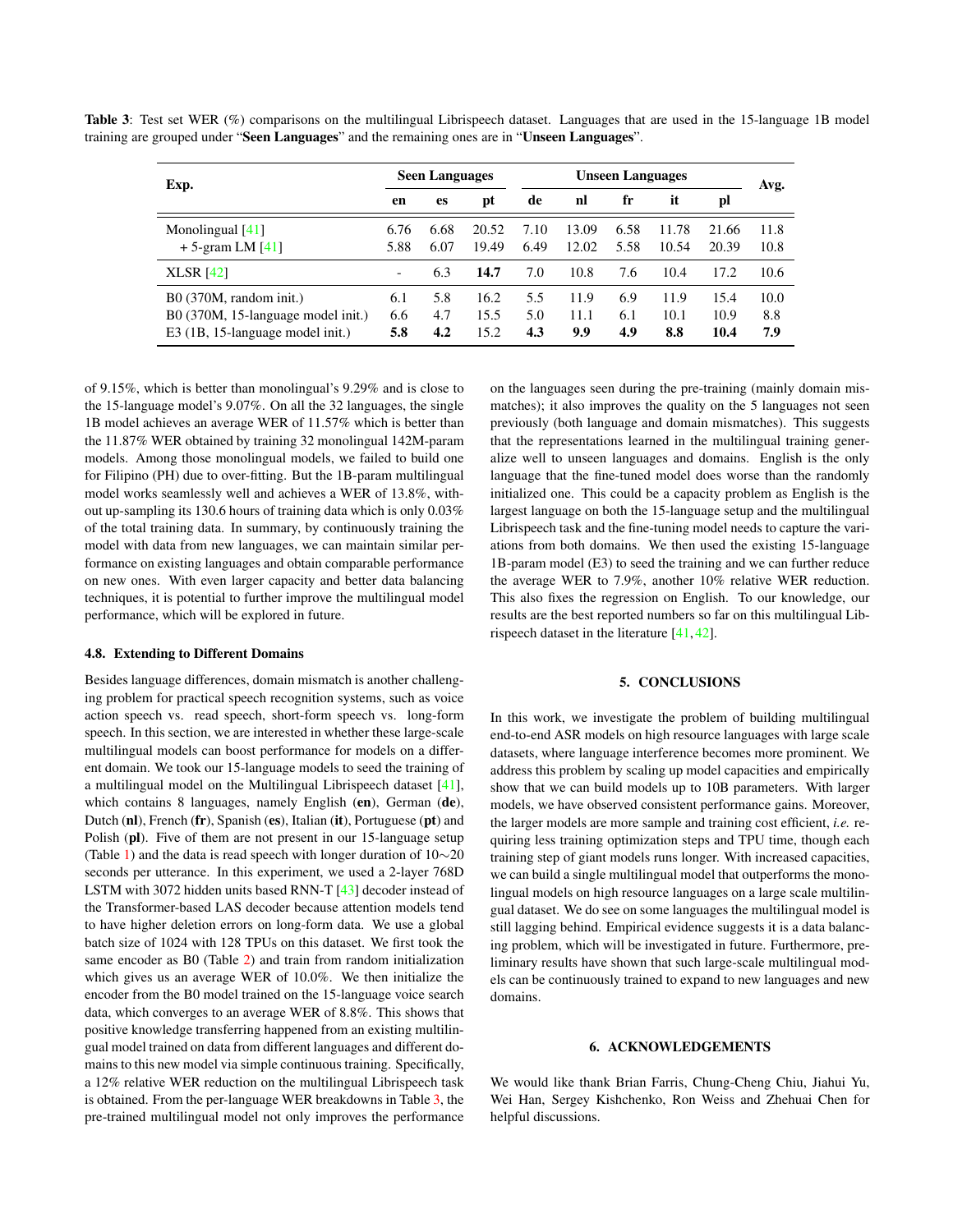**Table 3**: Test set WER (%) comparisons on the multilingual Librispeech dataset. Languages that are used in the 15-language 1B model training are grouped under "**Seen Languages**" and the remaining ones are in "**Unseen Languages**".

| Exp. | Seen Languages | | | Unseen Languages | | | | | Avg. |
|---|---|---|---|---|---|---|---|---|---|
| | **en** | **es** | **pt** | **de** | **nl** | **fr** | **it** | **pl** | |
| Monolingual [41] | 6.76 | 6.68 | 20.52 | 7.10 | 13.09 | 6.58 | 11.78 | 21.66 | 11.8 |
| + 5-gram LM [41] | 5.88 | 6.07 | 19.49 | 6.49 | 12.02 | 5.58 | 10.54 | 20.39 | 10.8 |
| XLSR [42] | - | 6.3 | **14.7** | 7.0 | 10.8 | 7.6 | 10.4 | 17.2 | 10.6 |
| B0 (370M, random init.) | 6.1 | 5.8 | 16.2 | 5.5 | 11.9 | 6.9 | 11.9 | 15.4 | 10.0 |
| B0 (370M, 15-language model init.) | 6.6 | 4.7 | 15.5 | 5.0 | 11.1 | 6.1 | 10.1 | 10.9 | 8.8 |
| E3 (1B, 15-language model init.) | **5.8** | **4.2** | 15.2 | **4.3** | **9.9** | **4.9** | **8.8** | **10.4** | **7.9** |

of 9.15%, which is better than monolingual's 9.29% and is close to the 15-language model's 9.07%. On all the 32 languages, the single 1B model achieves an average WER of 11.57% which is better than the 11.87% WER obtained by training 32 monolingual 142M-param models. Among those monolingual models, we failed to build one for Filipino (PH) due to over-fitting. But the 1B-param multilingual model works seamlessly well and achieves a WER of 13.8%, without up-sampling its 130.6 hours of training data which is only 0.03% of the total training data. In summary, by continuously training the model with data from new languages, we can maintain similar performance on existing languages and obtain comparable performance on new ones. With even larger capacity and better data balancing techniques, it is potential to further improve the multilingual model performance, which will be explored in future.

### 4.8. Extending to Different Domains

Besides language differences, domain mismatch is another challenging problem for practical speech recognition systems, such as voice action speech vs. read speech, short-form speech vs. long-form speech. In this section, we are interested in whether these large-scale multilingual models can boost performance for models on a different domain. We took our 15-language models to seed the training of a multilingual model on the Multilingual Librispeech dataset [41], which contains 8 languages, namely English (**en**), German (**de**), Dutch (**nl**), French (**fr**), Spanish (**es**), Italian (**it**), Portuguese (**pt**) and Polish (**pl**). Five of them are not present in our 15-language setup (Table 1) and the data is read speech with longer duration of 10$\sim$20 seconds per utterance. In this experiment, we used a 2-layer 768D LSTM with 3072 hidden units based RNN-T [43] decoder instead of the Transformer-based LAS decoder because attention models tend to have higher deletion errors on long-form data. We use a global batch size of 1024 with 128 TPUs on this dataset. We first took the same encoder as B0 (Table 2) and train from random initialization which gives us an average WER of 10.0%. We then initialize the encoder from the B0 model trained on the 15-language voice search data, which converges to an average WER of 8.8%. This shows that positive knowledge transferring happened from an existing multilingual model trained on data from different languages and different domains to this new model via simple continuous training. Specifically, a 12% relative WER reduction on the multilingual Librispeech task is obtained. From the per-language WER breakdowns in Table 3, the pre-trained multilingual model not only improves the performance on the languages seen during the pre-training (mainly domain mismatches); it also improves the quality on the 5 languages not seen previously (both language and domain mismatches). This suggests that the representations learned in the multilingual training generalize well to unseen languages and domains. English is the only language that the fine-tuned model does worse than the randomly initialized one. This could be a capacity problem as English is the largest language on both the 15-language setup and the multilingual Librispeech task and the fine-tuning model needs to capture the variations from both domains. We then used the existing 15-language 1B-param model (E3) to seed the training and we can further reduce the average WER to 7.9%, another 10% relative WER reduction. This also fixes the regression on English. To our knowledge, our results are the best reported numbers so far on this multilingual Librispeech dataset in the literature [41, 42].

## 5. CONCLUSIONS

In this work, we investigate the problem of building multilingual end-to-end ASR models on high resource languages with large scale datasets, where language interference becomes more prominent. We address this problem by scaling up model capacities and empirically show that we can build models up to 10B parameters. With larger models, we have observed consistent performance gains. Moreover, the larger models are more sample and training cost efficient, *i.e.* requiring less training optimization steps and TPU time, though each training step of giant models runs longer. With increased capacities, we can build a single multilingual model that outperforms the monolingual models on high resource languages on a large scale multilingual dataset. We do see on some languages the multilingual model is still lagging behind. Empirical evidence suggests it is a data balancing problem, which will be investigated in future. Furthermore, preliminary results have shown that such large-scale multilingual models can be continuously trained to expand to new languages and new domains.

## 6. ACKNOWLEDGEMENTS

We would like thank Brian Farris, Chung-Cheng Chiu, Jiahui Yu, Wei Han, Sergey Kishchenko, Ron Weiss and Zhehuai Chen for helpful discussions.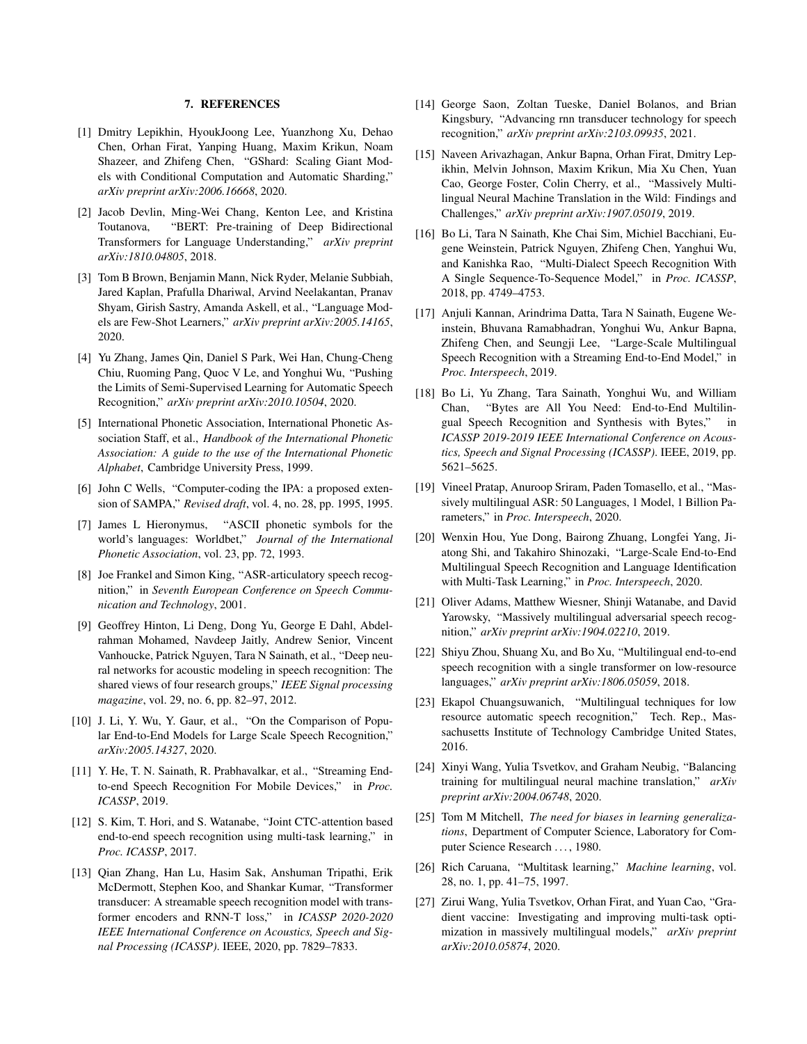## 7. REFERENCES

[1] Dmitry Lepikhin, HyoukJoong Lee, Yuanzhong Xu, Dehao Chen, Orhan Firat, Yanping Huang, Maxim Krikun, Noam Shazeer, and Zhifeng Chen, "GShard: Scaling Giant Models with Conditional Computation and Automatic Sharding," *arXiv preprint arXiv:2006.16668*, 2020.

[2] Jacob Devlin, Ming-Wei Chang, Kenton Lee, and Kristina Toutanova, "BERT: Pre-training of Deep Bidirectional Transformers for Language Understanding," *arXiv preprint arXiv:1810.04805*, 2018.

[3] Tom B Brown, Benjamin Mann, Nick Ryder, Melanie Subbiah, Jared Kaplan, Prafulla Dhariwal, Arvind Neelakantan, Pranav Shyam, Girish Sastry, Amanda Askell, et al., "Language Models are Few-Shot Learners," *arXiv preprint arXiv:2005.14165*, 2020.

[4] Yu Zhang, James Qin, Daniel S Park, Wei Han, Chung-Cheng Chiu, Ruoming Pang, Quoc V Le, and Yonghui Wu, "Pushing the Limits of Semi-Supervised Learning for Automatic Speech Recognition," *arXiv preprint arXiv:2010.10504*, 2020.

[5] International Phonetic Association, International Phonetic Association Staff, et al., *Handbook of the International Phonetic Association: A guide to the use of the International Phonetic Alphabet*, Cambridge University Press, 1999.

[6] John C Wells, "Computer-coding the IPA: a proposed extension of SAMPA," *Revised draft*, vol. 4, no. 28, pp. 1995, 1995.

[7] James L Hieronymus, "ASCII phonetic symbols for the world's languages: Worldbet," *Journal of the International Phonetic Association*, vol. 23, pp. 72, 1993.

[8] Joe Frankel and Simon King, "ASR-articulatory speech recognition," in *Seventh European Conference on Speech Communication and Technology*, 2001.

[9] Geoffrey Hinton, Li Deng, Dong Yu, George E Dahl, Abdelrahman Mohamed, Navdeep Jaitly, Andrew Senior, Vincent Vanhoucke, Patrick Nguyen, Tara N Sainath, et al., "Deep neural networks for acoustic modeling in speech recognition: The shared views of four research groups," *IEEE Signal processing magazine*, vol. 29, no. 6, pp. 82–97, 2012.

[10] J. Li, Y. Wu, Y. Gaur, et al., "On the Comparison of Popular End-to-End Models for Large Scale Speech Recognition," *arXiv:2005.14327*, 2020.

[11] Y. He, T. N. Sainath, R. Prabhavalkar, et al., "Streaming End-to-end Speech Recognition For Mobile Devices," in *Proc. ICASSP*, 2019.

[12] S. Kim, T. Hori, and S. Watanabe, "Joint CTC-attention based end-to-end speech recognition using multi-task learning," in *Proc. ICASSP*, 2017.

[13] Qian Zhang, Han Lu, Hasim Sak, Anshuman Tripathi, Erik McDermott, Stephen Koo, and Shankar Kumar, "Transformer transducer: A streamable speech recognition model with transformer encoders and RNN-T loss," in *ICASSP 2020-2020 IEEE International Conference on Acoustics, Speech and Signal Processing (ICASSP)*. IEEE, 2020, pp. 7829–7833.

[14] George Saon, Zoltan Tueske, Daniel Bolanos, and Brian Kingsbury, "Advancing rnn transducer technology for speech recognition," *arXiv preprint arXiv:2103.09935*, 2021.

[15] Naveen Arivazhagan, Ankur Bapna, Orhan Firat, Dmitry Lepikhin, Melvin Johnson, Maxim Krikun, Mia Xu Chen, Yuan Cao, George Foster, Colin Cherry, et al., "Massively Multilingual Neural Machine Translation in the Wild: Findings and Challenges," *arXiv preprint arXiv:1907.05019*, 2019.

[16] Bo Li, Tara N Sainath, Khe Chai Sim, Michiel Bacchiani, Eugene Weinstein, Patrick Nguyen, Zhifeng Chen, Yanghui Wu, and Kanishka Rao, "Multi-Dialect Speech Recognition With A Single Sequence-To-Sequence Model," in *Proc. ICASSP*, 2018, pp. 4749–4753.

[17] Anjuli Kannan, Arindrima Datta, Tara N Sainath, Eugene Weinstein, Bhuvana Ramabhadran, Yonghui Wu, Ankur Bapna, Zhifeng Chen, and Seungji Lee, "Large-Scale Multilingual Speech Recognition with a Streaming End-to-End Model," in *Proc. Interspeech*, 2019.

[18] Bo Li, Yu Zhang, Tara Sainath, Yonghui Wu, and William Chan, "Bytes are All You Need: End-to-End Multilingual Speech Recognition and Synthesis with Bytes," in *ICASSP 2019-2019 IEEE International Conference on Acoustics, Speech and Signal Processing (ICASSP)*. IEEE, 2019, pp. 5621–5625.

[19] Vineel Pratap, Anuroop Sriram, Paden Tomasello, et al., "Massively multilingual ASR: 50 Languages, 1 Model, 1 Billion Parameters," in *Proc. Interspeech*, 2020.

[20] Wenxin Hou, Yue Dong, Bairong Zhuang, Longfei Yang, Jiatong Shi, and Takahiro Shinozaki, "Large-Scale End-to-End Multilingual Speech Recognition and Language Identification with Multi-Task Learning," in *Proc. Interspeech*, 2020.

[21] Oliver Adams, Matthew Wiesner, Shinji Watanabe, and David Yarowsky, "Massively multilingual adversarial speech recognition," *arXiv preprint arXiv:1904.02210*, 2019.

[22] Shiyu Zhou, Shuang Xu, and Bo Xu, "Multilingual end-to-end speech recognition with a single transformer on low-resource languages," *arXiv preprint arXiv:1806.05059*, 2018.

[23] Ekapol Chuangsuwanich, "Multilingual techniques for low resource automatic speech recognition," Tech. Rep., Massachusetts Institute of Technology Cambridge United States, 2016.

[24] Xinyi Wang, Yulia Tsvetkov, and Graham Neubig, "Balancing training for multilingual neural machine translation," *arXiv preprint arXiv:2004.06748*, 2020.

[25] Tom M Mitchell, *The need for biases in learning generalizations*, Department of Computer Science, Laboratory for Computer Science Research ..., 1980.

[26] Rich Caruana, "Multitask learning," *Machine learning*, vol. 28, no. 1, pp. 41–75, 1997.

[27] Zirui Wang, Yulia Tsvetkov, Orhan Firat, and Yuan Cao, "Gradient vaccine: Investigating and improving multi-task optimization in massively multilingual models," *arXiv preprint arXiv:2010.05874*, 2020.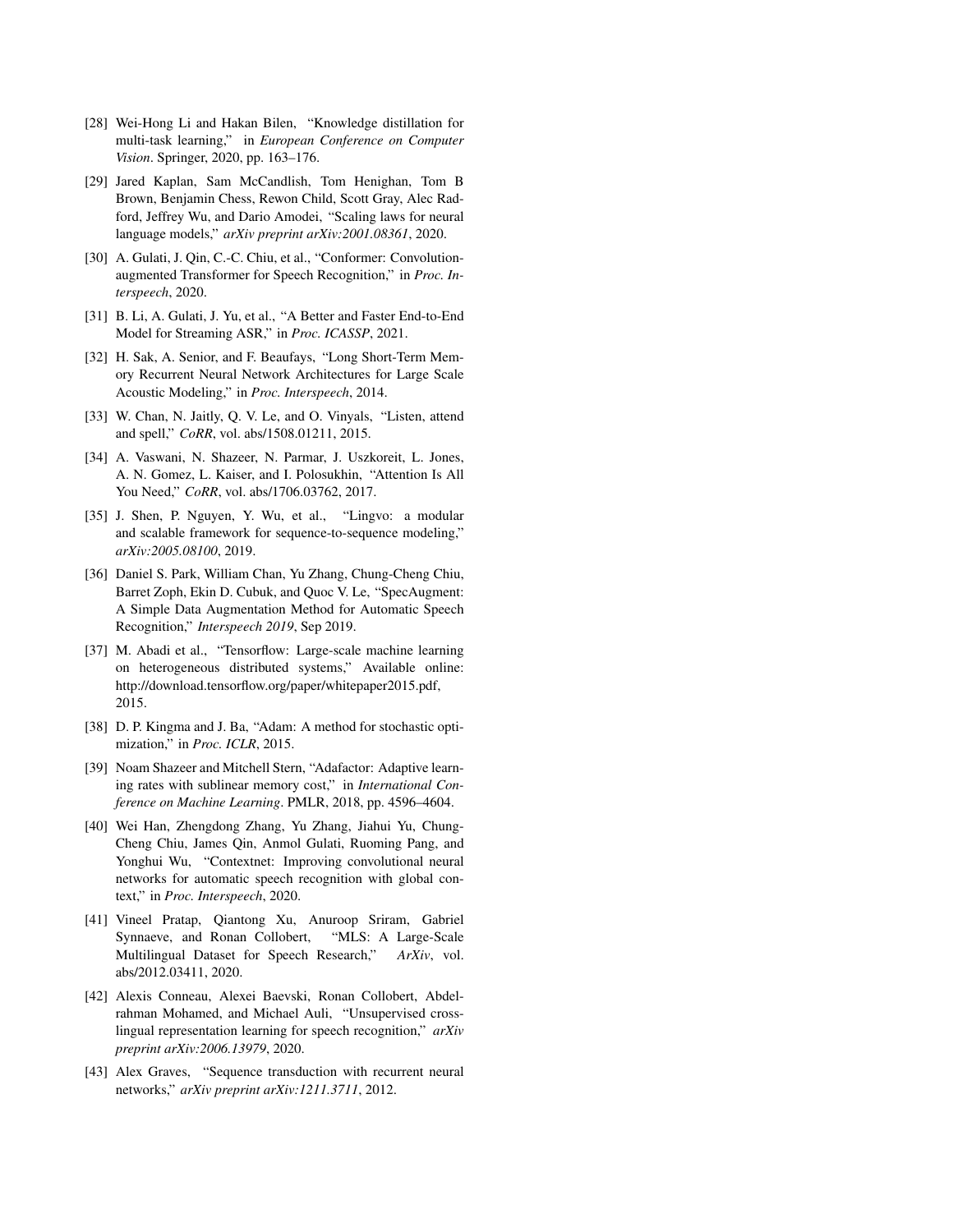[28] Wei-Hong Li and Hakan Bilen, "Knowledge distillation for multi-task learning," in *European Conference on Computer Vision*. Springer, 2020, pp. 163–176.

[29] Jared Kaplan, Sam McCandlish, Tom Henighan, Tom B Brown, Benjamin Chess, Rewon Child, Scott Gray, Alec Radford, Jeffrey Wu, and Dario Amodei, "Scaling laws for neural language models," *arXiv preprint arXiv:2001.08361*, 2020.

[30] A. Gulati, J. Qin, C.-C. Chiu, et al., "Conformer: Convolution-augmented Transformer for Speech Recognition," in *Proc. Interspeech*, 2020.

[31] B. Li, A. Gulati, J. Yu, et al., "A Better and Faster End-to-End Model for Streaming ASR," in *Proc. ICASSP*, 2021.

[32] H. Sak, A. Senior, and F. Beaufays, "Long Short-Term Memory Recurrent Neural Network Architectures for Large Scale Acoustic Modeling," in *Proc. Interspeech*, 2014.

[33] W. Chan, N. Jaitly, Q. V. Le, and O. Vinyals, "Listen, attend and spell," *CoRR*, vol. abs/1508.01211, 2015.

[34] A. Vaswani, N. Shazeer, N. Parmar, J. Uszkoreit, L. Jones, A. N. Gomez, L. Kaiser, and I. Polosukhin, "Attention Is All You Need," *CoRR*, vol. abs/1706.03762, 2017.

[35] J. Shen, P. Nguyen, Y. Wu, et al., "Lingvo: a modular and scalable framework for sequence-to-sequence modeling," *arXiv:2005.08100*, 2019.

[36] Daniel S. Park, William Chan, Yu Zhang, Chung-Cheng Chiu, Barret Zoph, Ekin D. Cubuk, and Quoc V. Le, "SpecAugment: A Simple Data Augmentation Method for Automatic Speech Recognition," *Interspeech 2019*, Sep 2019.

[37] M. Abadi et al., "Tensorflow: Large-scale machine learning on heterogeneous distributed systems," Available online: http://download.tensorflow.org/paper/whitepaper2015.pdf, 2015.

[38] D. P. Kingma and J. Ba, "Adam: A method for stochastic optimization," in *Proc. ICLR*, 2015.

[39] Noam Shazeer and Mitchell Stern, "Adafactor: Adaptive learning rates with sublinear memory cost," in *International Conference on Machine Learning*. PMLR, 2018, pp. 4596–4604.

[40] Wei Han, Zhengdong Zhang, Yu Zhang, Jiahui Yu, Chung-Cheng Chiu, James Qin, Anmol Gulati, Ruoming Pang, and Yonghui Wu, "Contextnet: Improving convolutional neural networks for automatic speech recognition with global context," in *Proc. Interspeech*, 2020.

[41] Vineel Pratap, Qiantong Xu, Anuroop Sriram, Gabriel Synnaeve, and Ronan Collobert, "MLS: A Large-Scale Multilingual Dataset for Speech Research," *ArXiv*, vol. abs/2012.03411, 2020.

[42] Alexis Conneau, Alexei Baevski, Ronan Collobert, Abdelrahman Mohamed, and Michael Auli, "Unsupervised cross-lingual representation learning for speech recognition," *arXiv preprint arXiv:2006.13979*, 2020.

[43] Alex Graves, "Sequence transduction with recurrent neural networks," *arXiv preprint arXiv:1211.3711*, 2012.